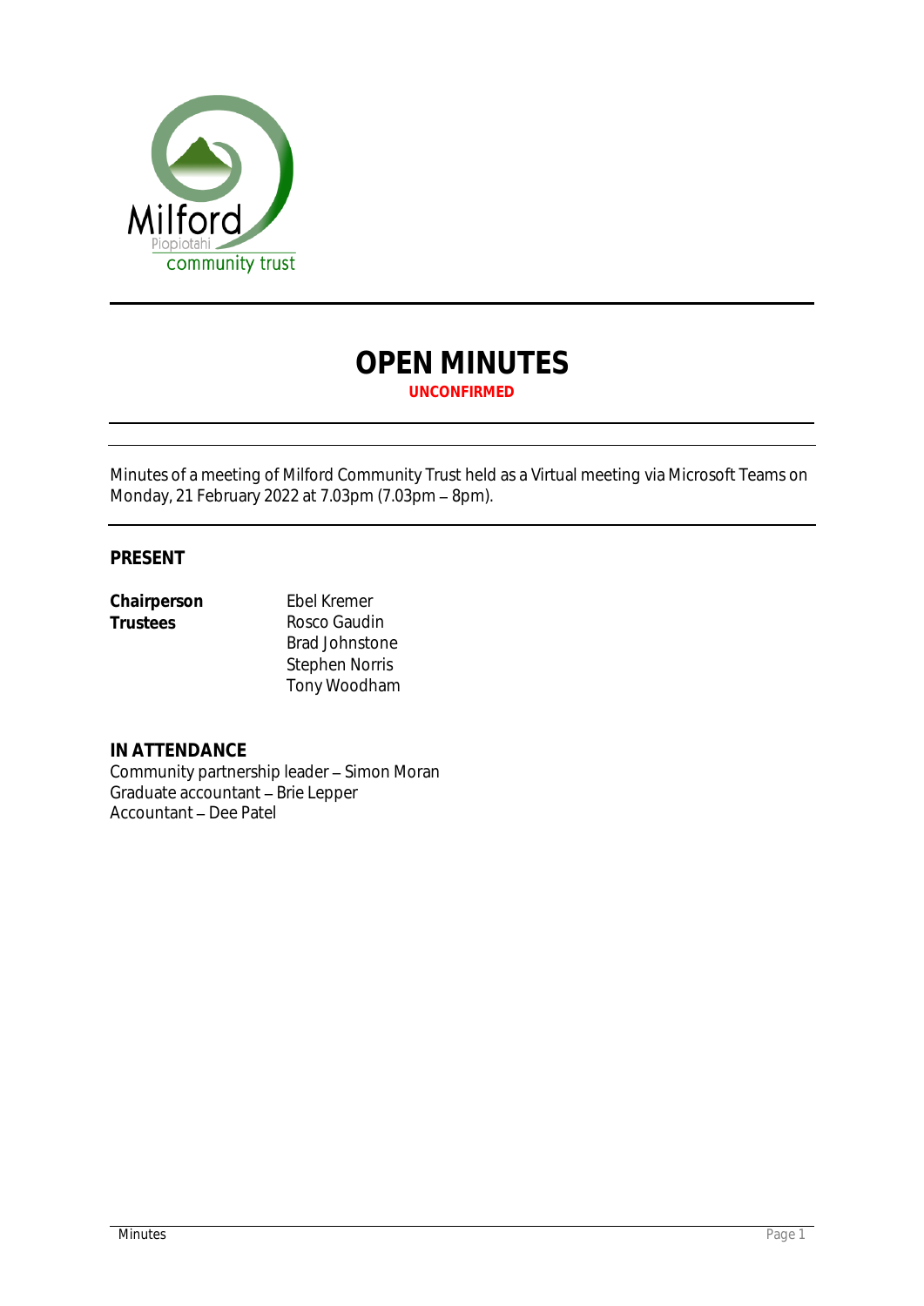# OPEN MINUTES

**UNCONFIRMED**

Minutes of a meeting of Milford Community Trust held as a Virtual meeting via Microsoft Teams on Monday, 21 February 2022 at 7.03pm (7.03pm – 8pm).

## PRESENT

| | |
|---|---|
| **Chairperson** | Ebel Kremer |
| **Trustees** | Rosco Gaudin |
| | Brad Johnstone |
| | Stephen Norris |
| | Tony Woodham |

## IN ATTENDANCE

Community partnership leader – Simon Moran
Graduate accountant – Brie Lepper
Accountant – Dee Patel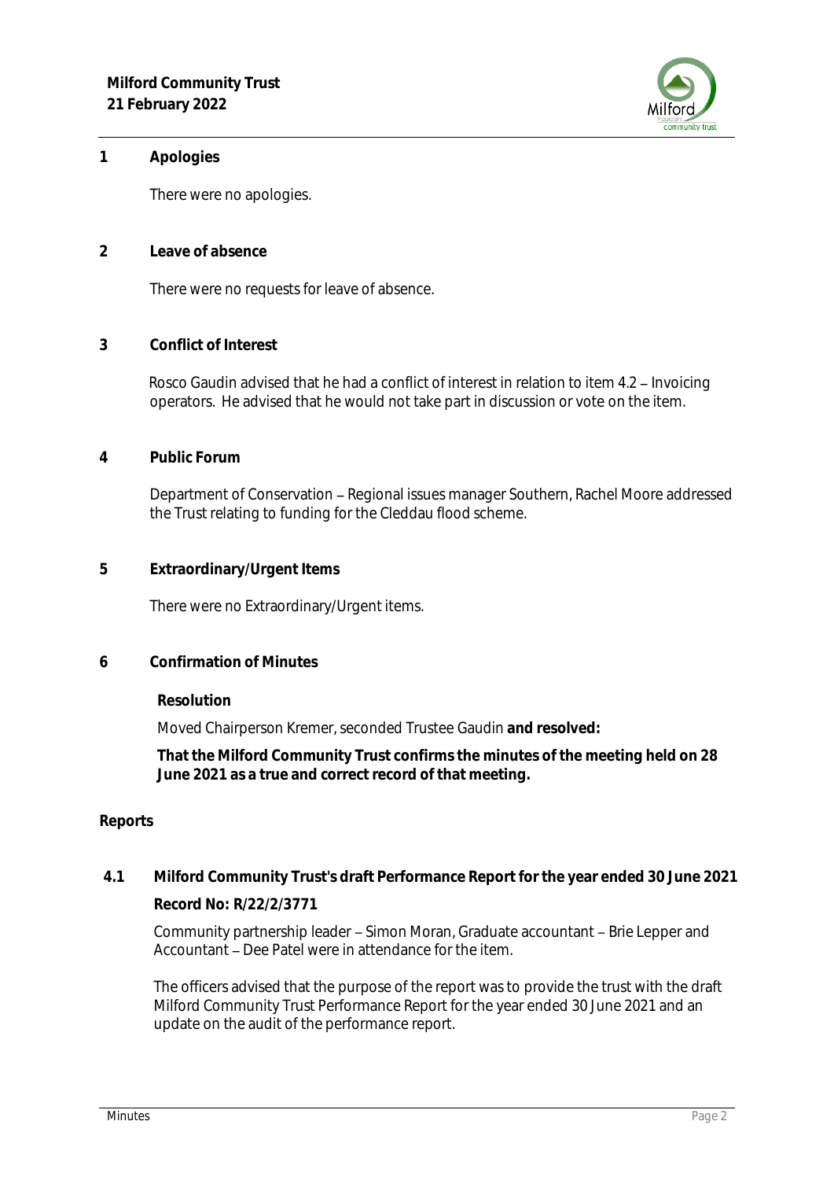## 1 Apologies

There were no apologies.

## 2 Leave of absence

There were no requests for leave of absence.

## 3 Conflict of Interest

Rosco Gaudin advised that he had a conflict of interest in relation to item 4.2 – Invoicing operators. He advised that he would not take part in discussion or vote on the item.

## 4 Public Forum

Department of Conservation – Regional issues manager Southern, Rachel Moore addressed the Trust relating to funding for the Cleddau flood scheme.

## 5 Extraordinary/Urgent Items

There were no Extraordinary/Urgent items.

## 6 Confirmation of Minutes

**Resolution**

Moved Chairperson Kremer, seconded Trustee Gaudin **and resolved:**

**That the Milford Community Trust confirms the minutes of the meeting held on 28 June 2021 as a true and correct record of that meeting.**

## Reports

### 4.1 Milford Community Trust's draft Performance Report for the year ended 30 June 2021

**Record No: R/22/2/3771**

Community partnership leader – Simon Moran, Graduate accountant – Brie Lepper and Accountant – Dee Patel were in attendance for the item.

The officers advised that the purpose of the report was to provide the trust with the draft Milford Community Trust Performance Report for the year ended 30 June 2021 and an update on the audit of the performance report.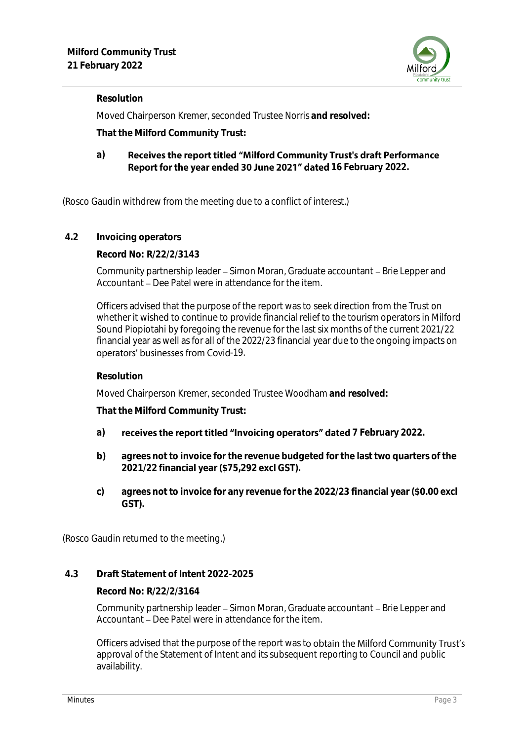**Resolution**

Moved Chairperson Kremer, seconded Trustee Norris **and resolved:**

**That the Milford Community Trust:**

**a)** **Receives the report titled "Milford Community Trust's draft Performance Report for the year ended 30 June 2021" dated 16 February 2022.**

(Rosco Gaudin withdrew from the meeting due to a conflict of interest.)

## 4.2 Invoicing operators

**Record No: R/22/2/3143**

Community partnership leader – Simon Moran, Graduate accountant – Brie Lepper and Accountant – Dee Patel were in attendance for the item.

Officers advised that the purpose of the report was to seek direction from the Trust on whether it wished to continue to provide financial relief to the tourism operators in Milford Sound Piopiotahi by foregoing the revenue for the last six months of the current 2021/22 financial year as well as for all of the 2022/23 financial year due to the ongoing impacts on operators' businesses from Covid-19.

**Resolution**

Moved Chairperson Kremer, seconded Trustee Woodham **and resolved:**

**That the Milford Community Trust:**

**a)** **receives the report titled "Invoicing operators" dated 7 February 2022.**

**b)** **agrees not to invoice for the revenue budgeted for the last two quarters of the 2021/22 financial year ($75,292 excl GST).**

**c)** **agrees not to invoice for any revenue for the 2022/23 financial year ($0.00 excl GST).**

(Rosco Gaudin returned to the meeting.)

## 4.3 Draft Statement of Intent 2022-2025

**Record No: R/22/2/3164**

Community partnership leader – Simon Moran, Graduate accountant – Brie Lepper and Accountant – Dee Patel were in attendance for the item.

Officers advised that the purpose of the report was to obtain the Milford Community Trust's approval of the Statement of Intent and its subsequent reporting to Council and public availability.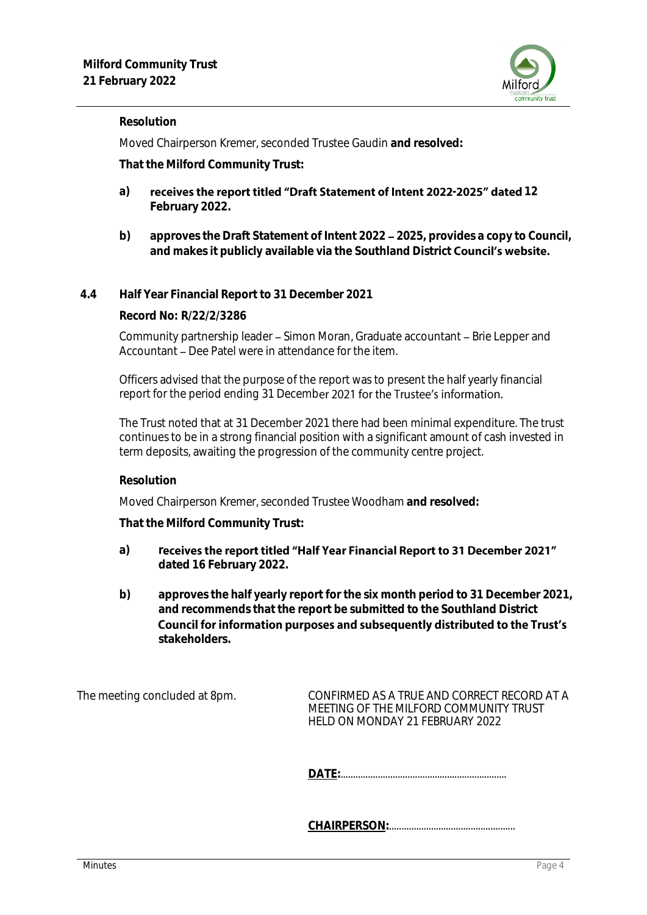**Resolution**

Moved Chairperson Kremer, seconded Trustee Gaudin **and resolved:**

**That the Milford Community Trust:**

a) **receives the report titled "Draft Statement of Intent 2022-2025" dated 12 February 2022.**

b) **approves the Draft Statement of Intent 2022 – 2025, provides a copy to Council, and makes it publicly available via the Southland District Council's website.**

## 4.4 Half Year Financial Report to 31 December 2021

**Record No: R/22/2/3286**

Community partnership leader – Simon Moran, Graduate accountant – Brie Lepper and Accountant – Dee Patel were in attendance for the item.

Officers advised that the purpose of the report was to present the half yearly financial report for the period ending 31 December 2021 for the Trustee's information.

The Trust noted that at 31 December 2021 there had been minimal expenditure. The trust continues to be in a strong financial position with a significant amount of cash invested in term deposits, awaiting the progression of the community centre project.

**Resolution**

Moved Chairperson Kremer, seconded Trustee Woodham **and resolved:**

**That the Milford Community Trust:**

a) **receives the report titled "Half Year Financial Report to 31 December 2021" dated 16 February 2022.**

b) **approves the half yearly report for the six month period to 31 December 2021, and recommends that the report be submitted to the Southland District Council for information purposes and subsequently distributed to the Trust's stakeholders.**

The meeting concluded at 8pm.

CONFIRMED AS A TRUE AND CORRECT RECORD AT A MEETING OF THE MILFORD COMMUNITY TRUST HELD ON MONDAY 21 FEBRUARY 2022

**DATE:**...................................................................

**CHAIRPERSON:**...................................................